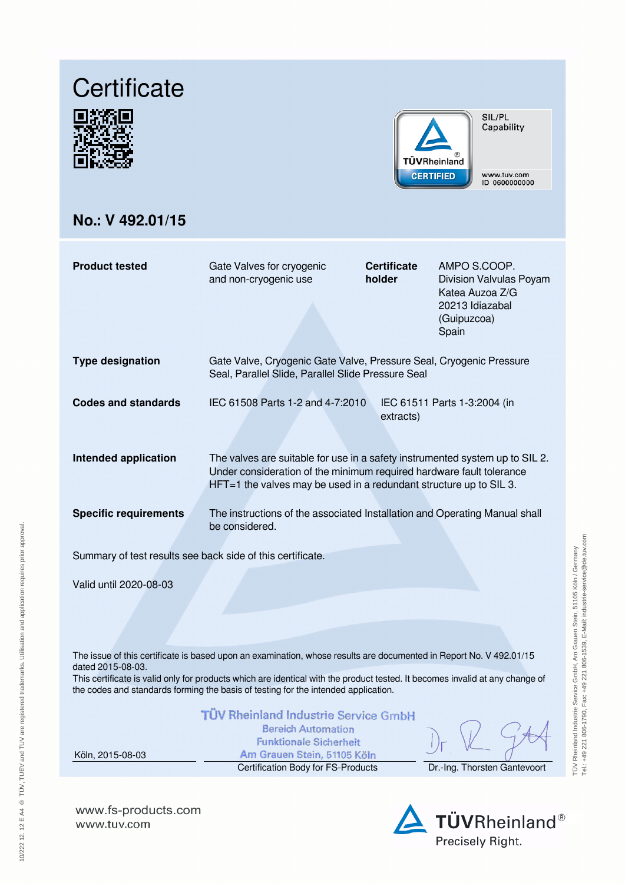# Certificate

SIL/PL Capability

TÜVRheinland CERTIFIED

www.tuv.com
ID 0600000000

## No.: V 492.01/15

| | | | |
|---|---|---|---|
| **Product tested** | Gate Valves for cryogenic and non-cryogenic use | **Certificate holder** | AMPO S.COOP. Division Valvulas Poyam Katea Auzoa Z/G 20213 Idiazabal (Guipuzcoa) Spain |

**Type designation**
Gate Valve, Cryogenic Gate Valve, Pressure Seal, Cryogenic Pressure Seal, Parallel Slide, Parallel Slide Pressure Seal

**Codes and standards**
IEC 61508 Parts 1-2 and 4-7:2010
IEC 61511 Parts 1-3:2004 (in extracts)

**Intended application**
The valves are suitable for use in a safety instrumented system up to SIL 2. Under consideration of the minimum required hardware fault tolerance HFT=1 the valves may be used in a redundant structure up to SIL 3.

**Specific requirements**
The instructions of the associated Installation and Operating Manual shall be considered.

Summary of test results see back side of this certificate.

Valid until 2020-08-03

The issue of this certificate is based upon an examination, whose results are documented in Report No. V 492.01/15 dated 2015-08-03.
This certificate is valid only for products which are identical with the product tested. It becomes invalid at any change of the codes and standards forming the basis of testing for the intended application.

TÜV Rheinland Industrie Service GmbH
Bereich Automation
Funktionale Sicherheit
Am Grauen Stein, 51105 Köln

| Köln, 2015-08-03 | Certification Body for FS-Products | Dr.-Ing. Thorsten Gantevoort |
|---|---|---|

www.fs-products.com
www.tuv.com

TÜVRheinland® Precisely Right.

10/222 12.12 E A4 ® TÜV, TUEV and TUV are registered trademarks. Utilisation and application requires prior approval.

TÜV Rheinland Industrie Service GmbH, Am Grauen Stein, 51105 Köln / Germany
Tel.: +49 221 806-1790, Fax: +49 221 806-1539, E-Mail: industrie-service@de.tuv.com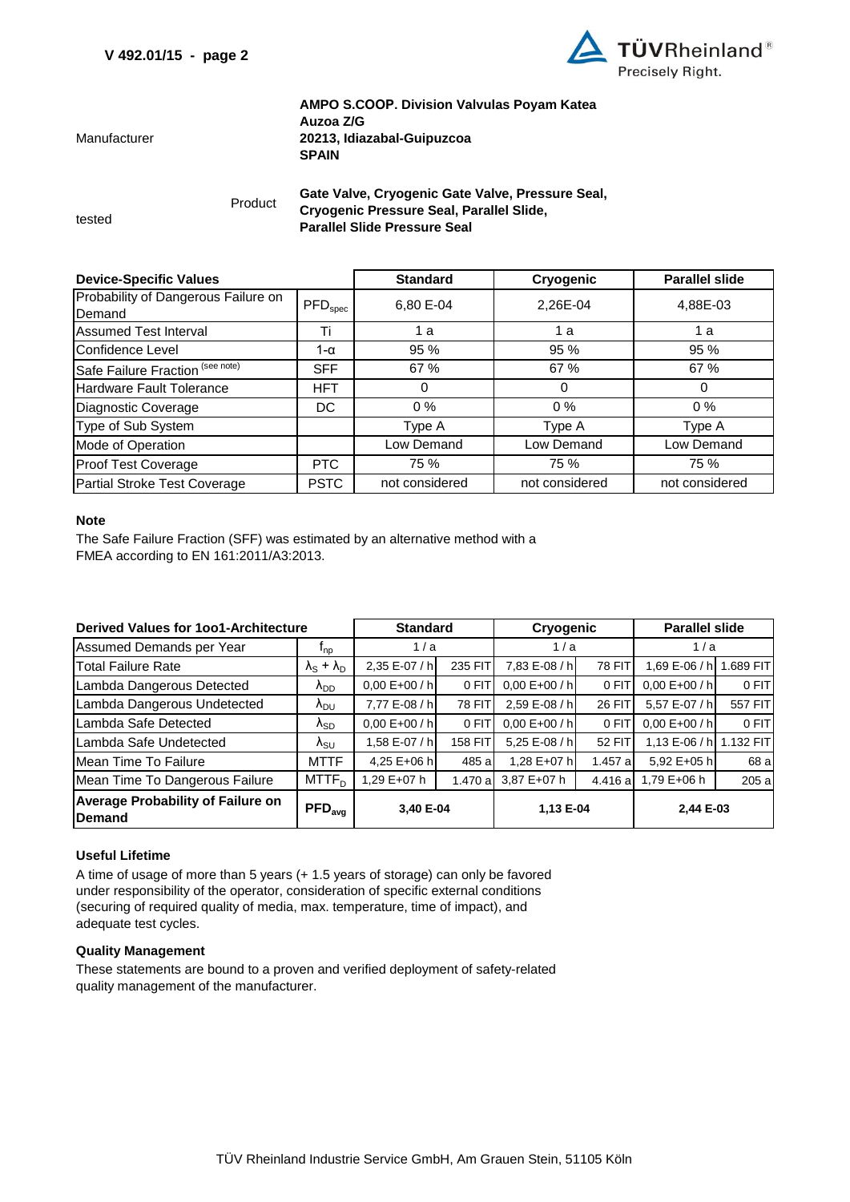**Manufacturer**

**AMPO S.COOP. Division Valvulas Poyam Katea**
**Auzoa Z/G**
**20213, Idiazabal-Guipuzcoa**
**SPAIN**

**Product tested**

**Gate Valve, Cryogenic Gate Valve, Pressure Seal, Cryogenic Pressure Seal, Parallel Slide, Parallel Slide Pressure Seal**

| **Device-Specific Values** | | **Standard** | **Cryogenic** | **Parallel slide** |
|---|---|---|---|---|
| Probability of Dangerous Failure on Demand | $PFD_{spec}$ | 6,80 E-04 | 2,26E-04 | 4,88E-03 |
| Assumed Test Interval | Ti | 1 a | 1 a | 1 a |
| Confidence Level | 1-α | 95 % | 95 % | 95 % |
| Safe Failure Fraction (see note) | SFF | 67 % | 67 % | 67 % |
| Hardware Fault Tolerance | HFT | 0 | 0 | 0 |
| Diagnostic Coverage | DC | 0 % | 0 % | 0 % |
| Type of Sub System | | Type A | Type A | Type A |
| Mode of Operation | | Low Demand | Low Demand | Low Demand |
| Proof Test Coverage | PTC | 75 % | 75 % | 75 % |
| Partial Stroke Test Coverage | PSTC | not considered | not considered | not considered |

**Note**

The Safe Failure Fraction (SFF) was estimated by an alternative method with a FMEA according to EN 161:2011/A3:2013.

| **Derived Values for 1oo1-Architecture** | | **Standard** | | **Cryogenic** | | **Parallel slide** | |
|---|---|---|---|---|---|---|---|
| Assumed Demands per Year | $f_{np}$ | 1 / a | | 1 / a | | 1 / a | |
| Total Failure Rate | $\lambda_S + \lambda_D$ | 2,35 E-07 / h | 235 FIT | 7,83 E-08 / h | 78 FIT | 1,69 E-06 / h | 1.689 FIT |
| Lambda Dangerous Detected | $\lambda_{DD}$ | 0,00 E+00 / h | 0 FIT | 0,00 E+00 / h | 0 FIT | 0,00 E+00 / h | 0 FIT |
| Lambda Dangerous Undetected | $\lambda_{DU}$ | 7,77 E-08 / h | 78 FIT | 2,59 E-08 / h | 26 FIT | 5,57 E-07 / h | 557 FIT |
| Lambda Safe Detected | $\lambda_{SD}$ | 0,00 E+00 / h | 0 FIT | 0,00 E+00 / h | 0 FIT | 0,00 E+00 / h | 0 FIT |
| Lambda Safe Undetected | $\lambda_{SU}$ | 1,58 E-07 / h | 158 FIT | 5,25 E-08 / h | 52 FIT | 1,13 E-06 / h | 1.132 FIT |
| Mean Time To Failure | MTTF | 4,25 E+06 h | 485 a | 1,28 E+07 h | 1.457 a | 5,92 E+05 h | 68 a |
| Mean Time To Dangerous Failure | $MTTF_D$ | 1,29 E+07 h | 1.470 a | 3,87 E+07 h | 4.416 a | 1,79 E+06 h | 205 a |
| **Average Probability of Failure on Demand** | $PFD_{avg}$ | **3,40 E-04** | | **1,13 E-04** | | **2,44 E-03** | |

**Useful Lifetime**

A time of usage of more than 5 years (+ 1.5 years of storage) can only be favored under responsibility of the operator, consideration of specific external conditions (securing of required quality of media, max. temperature, time of impact), and adequate test cycles.

**Quality Management**

These statements are bound to a proven and verified deployment of safety-related quality management of the manufacturer.